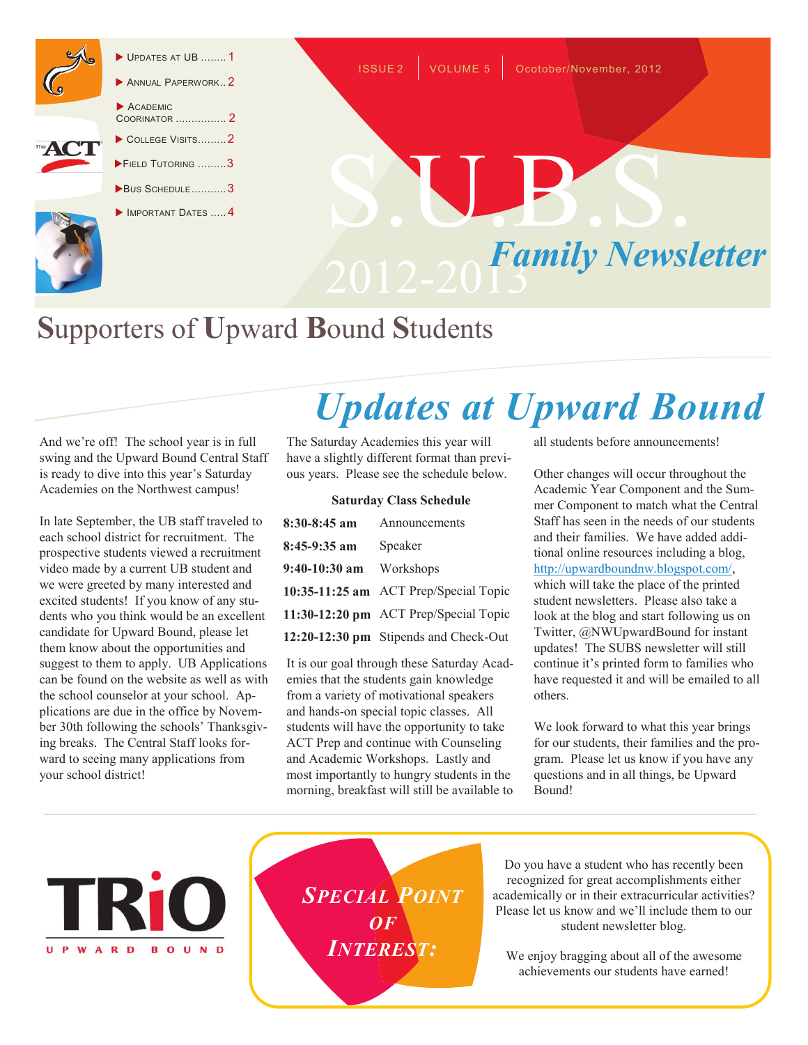- Updates at UB ........ 1
- Annual Paperwork.. 2
- Academic Coorinator ................ 2
- College Visits......... 2
- Field Tutoring ......... 3
- Bus Schedule........... 3
- Important Dates ..... 4

ISSUE 2 | VOLUME 5 | Ocotober/November, 2012

# S.U.B.S.

## 2012-2013 *Family Newsletter*

## **S**upporters of **U**pward **B**ound **S**tudents

# *Updates at Upward Bound*

And we're off! The school year is in full swing and the Upward Bound Central Staff is ready to dive into this year's Saturday Academies on the Northwest campus!

In late September, the UB staff traveled to each school district for recruitment. The prospective students viewed a recruitment video made by a current UB student and we were greeted by many interested and excited students! If you know of any students who you think would be an excellent candidate for Upward Bound, please let them know about the opportunities and suggest to them to apply. UB Applications can be found on the website as well as with the school counselor at your school. Applications are due in the office by November 30th following the schools' Thanksgiving breaks. The Central Staff looks forward to seeing many applications from your school district!

The Saturday Academies this year will have a slightly different format than previous years. Please see the schedule below.

**Saturday Class Schedule**

| Time | Activity |
|---|---|
| **8:30-8:45 am** | Announcements |
| **8:45-9:35 am** | Speaker |
| **9:40-10:30 am** | Workshops |
| **10:35-11:25 am** | ACT Prep/Special Topic |
| **11:30-12:20 pm** | ACT Prep/Special Topic |
| **12:20-12:30 pm** | Stipends and Check-Out |

It is our goal through these Saturday Academies that the students gain knowledge from a variety of motivational speakers and hands-on special topic classes. All students will have the opportunity to take ACT Prep and continue with Counseling and Academic Workshops. Lastly and most importantly to hungry students in the morning, breakfast will still be available to all students before announcements!

Other changes will occur throughout the Academic Year Component and the Summer Component to match what the Central Staff has seen in the needs of our students and their families. We have added additional online resources including a blog, http://upwardboundnw.blogspot.com/, which will take the place of the printed student newsletters. Please also take a look at the blog and start following us on Twitter, @NWUpwardBound for instant updates! The SUBS newsletter will still continue it's printed form to families who have requested it and will be emailed to all others.

We look forward to what this year brings for our students, their families and the program. Please let us know if you have any questions and in all things, be Upward Bound!

TRiO UPWARD BOUND

### *Special Point of Interest:*

Do you have a student who has recently been recognized for great accomplishments either academically or in their extracurricular activities? Please let us know and we'll include them to our student newsletter blog.

We enjoy bragging about all of the awesome achievements our students have earned!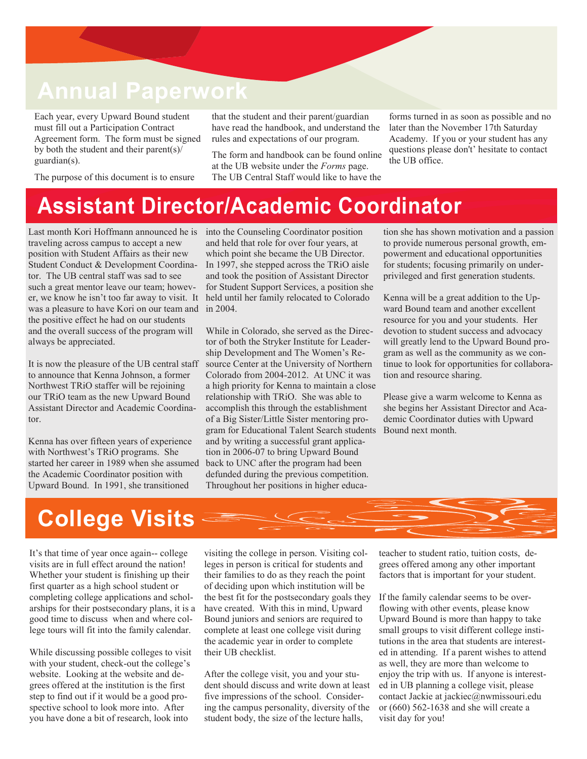# Annual Paperwork

Each year, every Upward Bound student must fill out a Participation Contract Agreement form. The form must be signed by both the student and their parent(s)/ guardian(s).

The purpose of this document is to ensure that the student and their parent/guardian have read the handbook, and understand the rules and expectations of our program.

The form and handbook can be found online at the UB website under the *Forms* page. The UB Central Staff would like to have the forms turned in as soon as possible and no later than the November 17th Saturday Academy. If you or your student has any questions please don't't' hesitate to contact the UB office.

# Assistant Director/Academic Coordinator

Last month Kori Hoffmann announced he is traveling across campus to accept a new position with Student Affairs as their new Student Conduct & Development Coordinator. The UB central staff was sad to see such a great mentor leave our team; however, we know he isn't too far away to visit. It was a pleasure to have Kori on our team and the positive effect he had on our students and the overall success of the program will always be appreciated.

It is now the pleasure of the UB central staff to announce that Kenna Johnson, a former Northwest TRiO staffer will be rejoining our TRiO team as the new Upward Bound Assistant Director and Academic Coordinator.

Kenna has over fifteen years of experience with Northwest's TRiO programs. She started her career in 1989 when she assumed the Academic Coordinator position with Upward Bound. In 1991, she transitioned into the Counseling Coordinator position and held that role for over four years, at which point she became the UB Director. In 1997, she stepped across the TRiO aisle and took the position of Assistant Director for Student Support Services, a position she held until her family relocated to Colorado in 2004.

While in Colorado, she served as the Director of both the Stryker Institute for Leadership Development and The Women's Resource Center at the University of Northern Colorado from 2004-2012. At UNC it was a high priority for Kenna to maintain a close relationship with TRiO. She was able to accomplish this through the establishment of a Big Sister/Little Sister mentoring program for Educational Talent Search students and by writing a successful grant application in 2006-07 to bring Upward Bound back to UNC after the program had been defunded during the previous competition. Throughout her positions in higher education she has shown motivation and a passion to provide numerous personal growth, empowerment and educational opportunities for students; focusing primarily on underprivileged and first generation students.

Kenna will be a great addition to the Upward Bound team and another excellent resource for you and your students. Her devotion to student success and advocacy will greatly lend to the Upward Bound program as well as the community as we continue to look for opportunities for collaboration and resource sharing.

Please give a warm welcome to Kenna as she begins her Assistant Director and Academic Coordinator duties with Upward Bound next month.

# College Visits

It's that time of year once again-- college visits are in full effect around the nation! Whether your student is finishing up their first quarter as a high school student or completing college applications and scholarships for their postsecondary plans, it is a good time to discuss when and where college tours will fit into the family calendar.

While discussing possible colleges to visit with your student, check-out the college's website. Looking at the website and degrees offered at the institution is the first step to find out if it would be a good prospective school to look more into. After you have done a bit of research, look into visiting the college in person. Visiting colleges in person is critical for students and their families to do as they reach the point of deciding upon which institution will be the best fit for the postsecondary goals they have created. With this in mind, Upward Bound juniors and seniors are required to complete at least one college visit during the academic year in order to complete their UB checklist.

After the college visit, you and your student should discuss and write down at least five impressions of the school. Considering the campus personality, diversity of the student body, the size of the lecture halls, teacher to student ratio, tuition costs, degrees offered among any other important factors that is important for your student.

If the family calendar seems to be overflowing with other events, please know Upward Bound is more than happy to take small groups to visit different college institutions in the area that students are interested in attending. If a parent wishes to attend as well, they are more than welcome to enjoy the trip with us. If anyone is interested in UB planning a college visit, please contact Jackie at jackiec@nwmissouri.edu or (660) 562-1638 and she will create a visit day for you!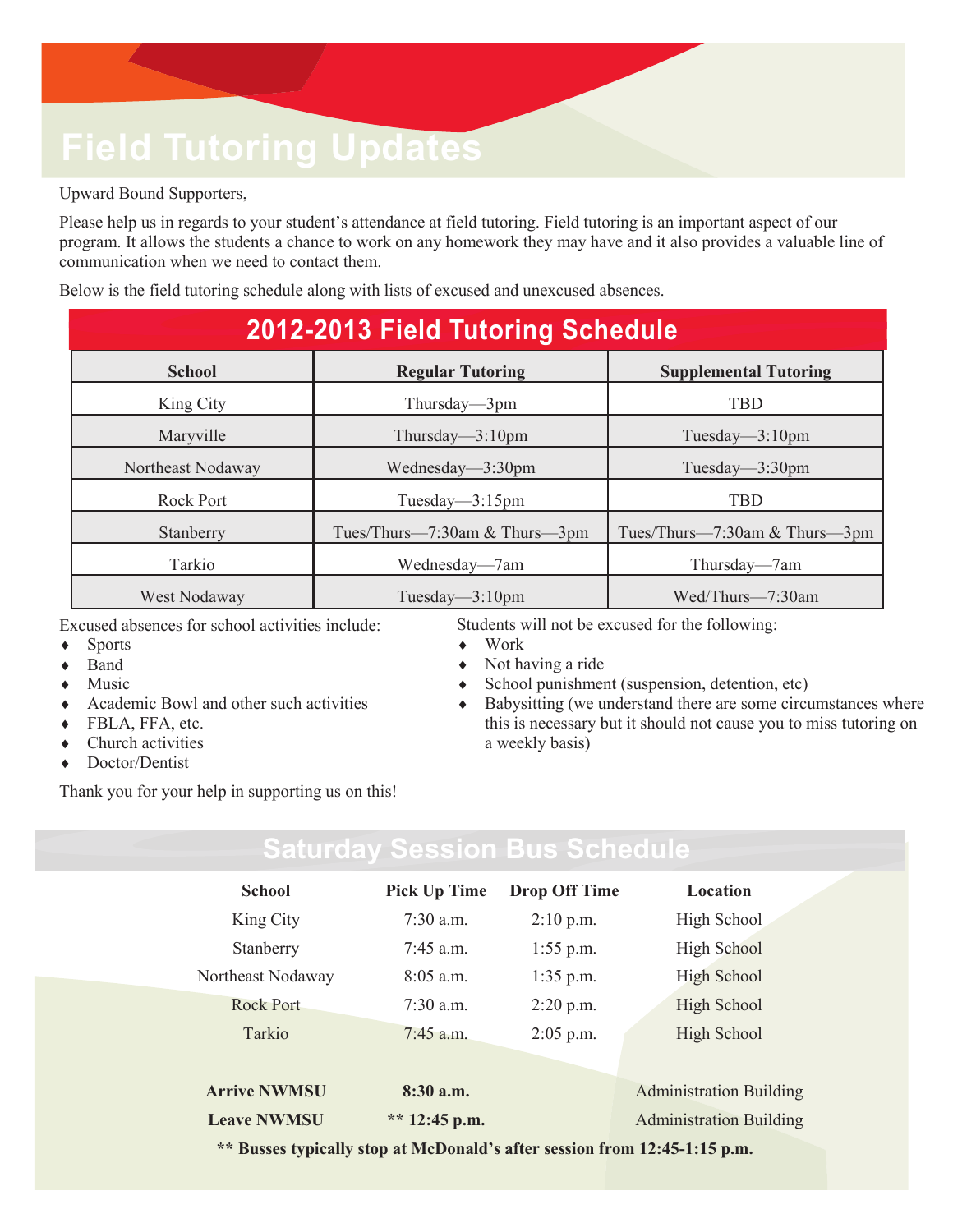# Field Tutoring Updates

Upward Bound Supporters,

Please help us in regards to your student's attendance at field tutoring. Field tutoring is an important aspect of our program. It allows the students a chance to work on any homework they may have and it also provides a valuable line of communication when we need to contact them.

Below is the field tutoring schedule along with lists of excused and unexcused absences.

## 2012-2013 Field Tutoring Schedule

| School | Regular Tutoring | Supplemental Tutoring |
|---|---|---|
| King City | Thursday—3pm | TBD |
| Maryville | Thursday—3:10pm | Tuesday—3:10pm |
| Northeast Nodaway | Wednesday—3:30pm | Tuesday—3:30pm |
| Rock Port | Tuesday—3:15pm | TBD |
| Stanberry | Tues/Thurs—7:30am & Thurs—3pm | Tues/Thurs—7:30am & Thurs—3pm |
| Tarkio | Wednesday—7am | Thursday—7am |
| West Nodaway | Tuesday—3:10pm | Wed/Thurs—7:30am |

Excused absences for school activities include:

- Sports
- Band
- Music
- Academic Bowl and other such activities
- FBLA, FFA, etc.
- Church activities
- Doctor/Dentist

Students will not be excused for the following:

- Work
- Not having a ride
- School punishment (suspension, detention, etc)
- Babysitting (we understand there are some circumstances where this is necessary but it should not cause you to miss tutoring on a weekly basis)

Thank you for your help in supporting us on this!

## Saturday Session Bus Schedule

| School | Pick Up Time | Drop Off Time | Location |
|---|---|---|---|
| King City | 7:30 a.m. | 2:10 p.m. | High School |
| Stanberry | 7:45 a.m. | 1:55 p.m. | High School |
| Northeast Nodaway | 8:05 a.m. | 1:35 p.m. | High School |
| Rock Port | 7:30 a.m. | 2:20 p.m. | High School |
| Tarkio | 7:45 a.m. | 2:05 p.m. | High School |
| **Arrive NWMSU** | **8:30 a.m.** | | Administration Building |
| **Leave NWMSU** | **** 12:45 p.m.** | | Administration Building |

**** Busses typically stop at McDonald's after session from 12:45-1:15 p.m.**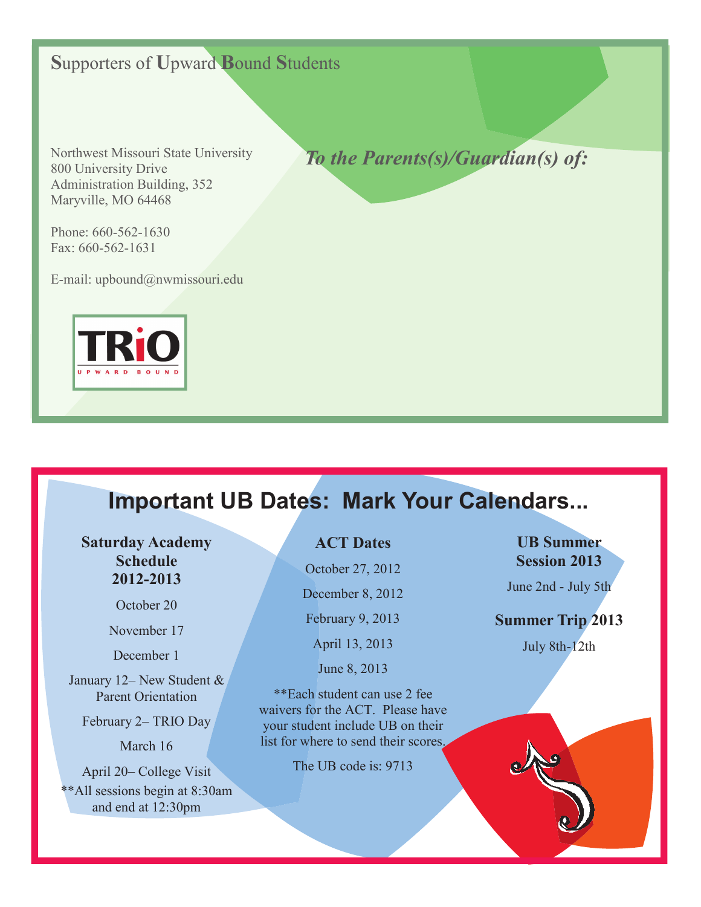**S**upporters of **U**pward **B**ound **S**tudents

Northwest Missouri State University
800 University Drive
Administration Building, 352
Maryville, MO 64468

Phone: 660-562-1630
Fax: 660-562-1631

E-mail: upbound@nwmissouri.edu

TRiO
UPWARD BOUND

***To the Parents(s)/Guardian(s) of:***

# Important UB Dates: Mark Your Calendars...

### Saturday Academy Schedule 2012-2013

October 20

November 17

December 1

January 12– New Student & Parent Orientation

February 2– TRIO Day

March 16

April 20– College Visit

**All sessions begin at 8:30am and end at 12:30pm

### ACT Dates

October 27, 2012

December 8, 2012

February 9, 2013

April 13, 2013

June 8, 2013

**Each student can use 2 fee waivers for the ACT. Please have your student include UB on their list for where to send their scores.

The UB code is: 9713

### UB Summer Session 2013

June 2nd - July 5th

### Summer Trip 2013

July 8th-12th